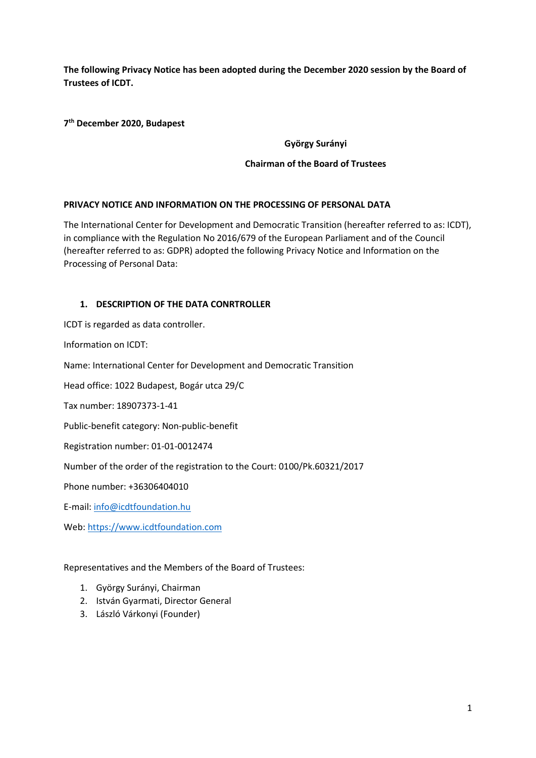**The following Privacy Notice has been adopted during the December 2020 session by the Board of Trustees of ICDT.**

**7th December 2020, Budapest**

**György Surányi**

**Chairman of the Board of Trustees**

## PRIVACY NOTICE AND INFORMATION ON THE PROCESSING OF PERSONAL DATA

The International Center for Development and Democratic Transition (hereafter referred to as: ICDT), in compliance with the Regulation No 2016/679 of the European Parliament and of the Council (hereafter referred to as: GDPR) adopted the following Privacy Notice and Information on the Processing of Personal Data:

### 1. DESCRIPTION OF THE DATA CONRTROLLER

ICDT is regarded as data controller.

Information on ICDT:

Name: International Center for Development and Democratic Transition

Head office: 1022 Budapest, Bogár utca 29/C

Tax number: 18907373-1-41

Public-benefit category: Non-public-benefit

Registration number: 01-01-0012474

Number of the order of the registration to the Court: 0100/Pk.60321/2017

Phone number: +36306404010

E-mail: info@icdtfoundation.hu

Web: https://www.icdtfoundation.com

Representatives and the Members of the Board of Trustees:

1. György Surányi, Chairman
2. István Gyarmati, Director General
3. László Várkonyi (Founder)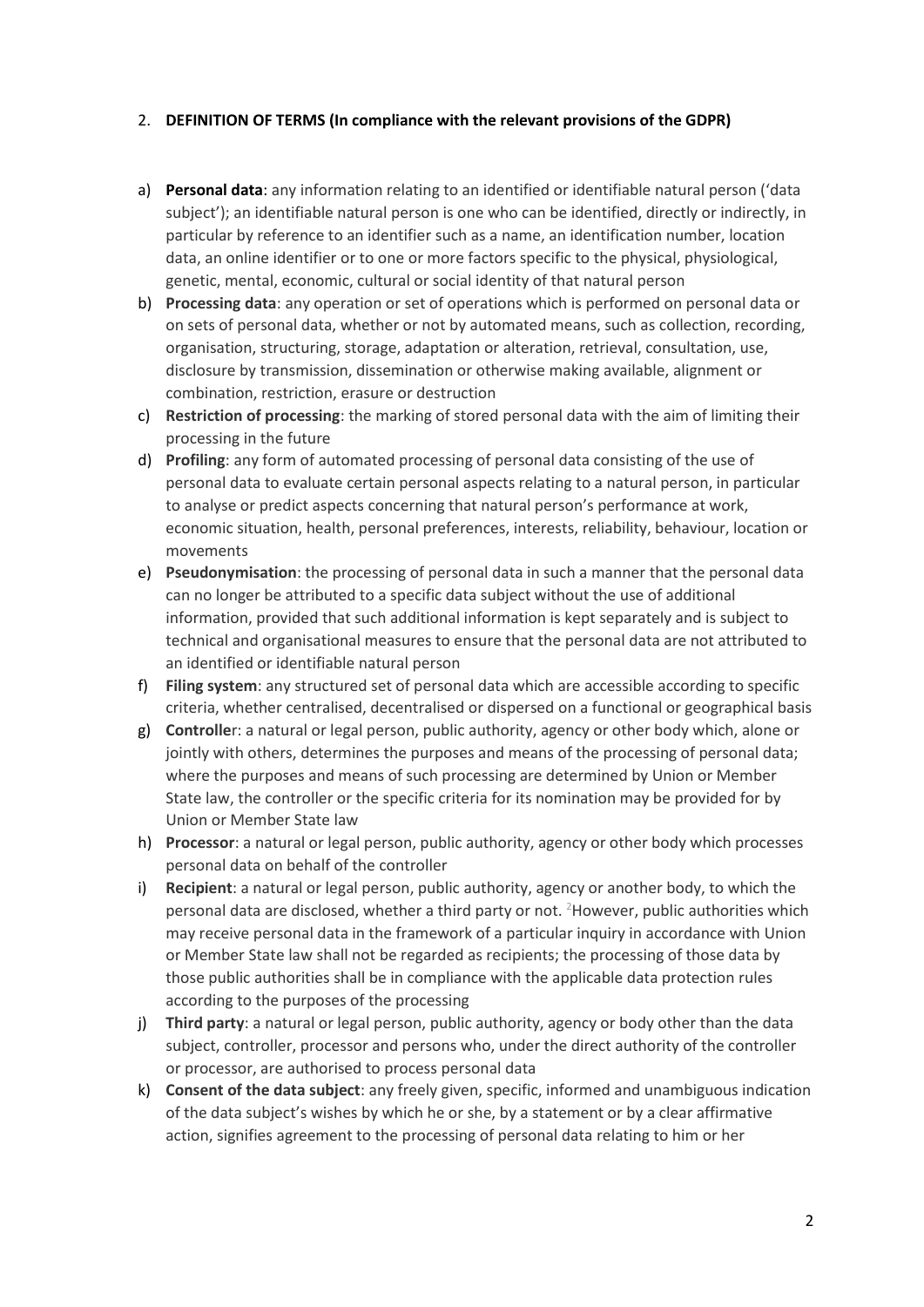## 2. DEFINITION OF TERMS (In compliance with the relevant provisions of the GDPR)

a) **Personal data**: any information relating to an identified or identifiable natural person ('data subject'); an identifiable natural person is one who can be identified, directly or indirectly, in particular by reference to an identifier such as a name, an identification number, location data, an online identifier or to one or more factors specific to the physical, physiological, genetic, mental, economic, cultural or social identity of that natural person

b) **Processing data**: any operation or set of operations which is performed on personal data or on sets of personal data, whether or not by automated means, such as collection, recording, organisation, structuring, storage, adaptation or alteration, retrieval, consultation, use, disclosure by transmission, dissemination or otherwise making available, alignment or combination, restriction, erasure or destruction

c) **Restriction of processing**: the marking of stored personal data with the aim of limiting their processing in the future

d) **Profiling**: any form of automated processing of personal data consisting of the use of personal data to evaluate certain personal aspects relating to a natural person, in particular to analyse or predict aspects concerning that natural person's performance at work, economic situation, health, personal preferences, interests, reliability, behaviour, location or movements

e) **Pseudonymisation**: the processing of personal data in such a manner that the personal data can no longer be attributed to a specific data subject without the use of additional information, provided that such additional information is kept separately and is subject to technical and organisational measures to ensure that the personal data are not attributed to an identified or identifiable natural person

f) **Filing system**: any structured set of personal data which are accessible according to specific criteria, whether centralised, decentralised or dispersed on a functional or geographical basis

g) **Controller**: a natural or legal person, public authority, agency or other body which, alone or jointly with others, determines the purposes and means of the processing of personal data; where the purposes and means of such processing are determined by Union or Member State law, the controller or the specific criteria for its nomination may be provided for by Union or Member State law

h) **Processor**: a natural or legal person, public authority, agency or other body which processes personal data on behalf of the controller

i) **Recipient**: a natural or legal person, public authority, agency or another body, to which the personal data are disclosed, whether a third party or not. [2]However, public authorities which may receive personal data in the framework of a particular inquiry in accordance with Union or Member State law shall not be regarded as recipients; the processing of those data by those public authorities shall be in compliance with the applicable data protection rules according to the purposes of the processing

j) **Third party**: a natural or legal person, public authority, agency or body other than the data subject, controller, processor and persons who, under the direct authority of the controller or processor, are authorised to process personal data

k) **Consent of the data subject**: any freely given, specific, informed and unambiguous indication of the data subject's wishes by which he or she, by a statement or by a clear affirmative action, signifies agreement to the processing of personal data relating to him or her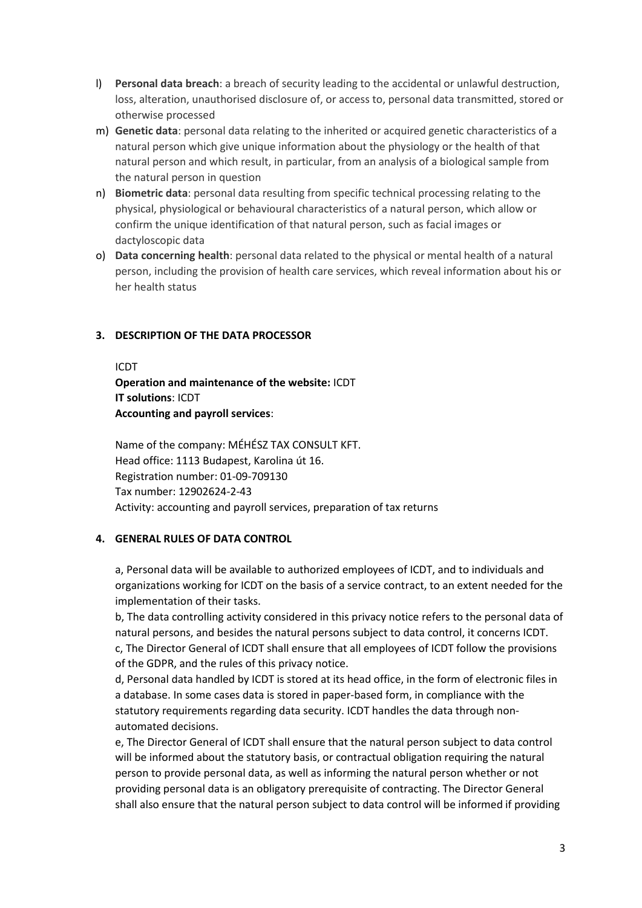l) **Personal data breach**: a breach of security leading to the accidental or unlawful destruction, loss, alteration, unauthorised disclosure of, or access to, personal data transmitted, stored or otherwise processed

m) **Genetic data**: personal data relating to the inherited or acquired genetic characteristics of a natural person which give unique information about the physiology or the health of that natural person and which result, in particular, from an analysis of a biological sample from the natural person in question

n) **Biometric data**: personal data resulting from specific technical processing relating to the physical, physiological or behavioural characteristics of a natural person, which allow or confirm the unique identification of that natural person, such as facial images or dactyloscopic data

o) **Data concerning health**: personal data related to the physical or mental health of a natural person, including the provision of health care services, which reveal information about his or her health status

## 3. DESCRIPTION OF THE DATA PROCESSOR

ICDT

**Operation and maintenance of the website:** ICDT

**IT solutions**: ICDT

**Accounting and payroll services**:

Name of the company: MÉHÉSZ TAX CONSULT KFT.
Head office: 1113 Budapest, Karolina út 16.
Registration number: 01-09-709130
Tax number: 12902624-2-43
Activity: accounting and payroll services, preparation of tax returns

## 4. GENERAL RULES OF DATA CONTROL

a, Personal data will be available to authorized employees of ICDT, and to individuals and organizations working for ICDT on the basis of a service contract, to an extent needed for the implementation of their tasks.

b, The data controlling activity considered in this privacy notice refers to the personal data of natural persons, and besides the natural persons subject to data control, it concerns ICDT.

c, The Director General of ICDT shall ensure that all employees of ICDT follow the provisions of the GDPR, and the rules of this privacy notice.

d, Personal data handled by ICDT is stored at its head office, in the form of electronic files in a database. In some cases data is stored in paper-based form, in compliance with the statutory requirements regarding data security. ICDT handles the data through non-automated decisions.

e, The Director General of ICDT shall ensure that the natural person subject to data control will be informed about the statutory basis, or contractual obligation requiring the natural person to provide personal data, as well as informing the natural person whether or not providing personal data is an obligatory prerequisite of contracting. The Director General shall also ensure that the natural person subject to data control will be informed if providing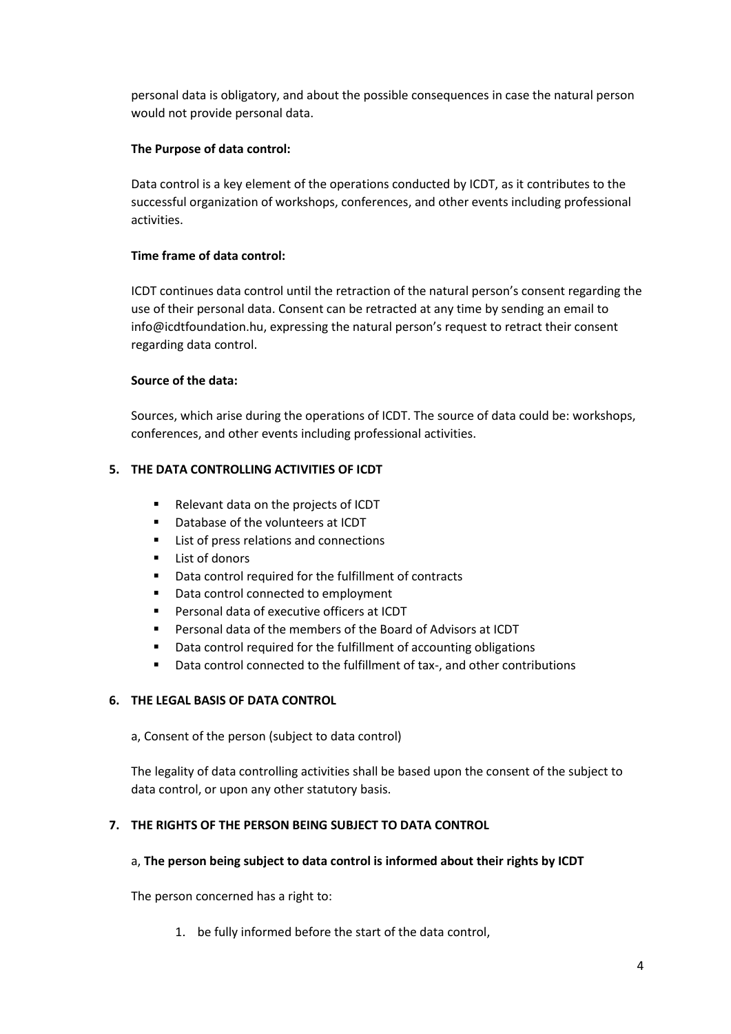personal data is obligatory, and about the possible consequences in case the natural person would not provide personal data.

**The Purpose of data control:**

Data control is a key element of the operations conducted by ICDT, as it contributes to the successful organization of workshops, conferences, and other events including professional activities.

**Time frame of data control:**

ICDT continues data control until the retraction of the natural person's consent regarding the use of their personal data. Consent can be retracted at any time by sending an email to info@icdtfoundation.hu, expressing the natural person's request to retract their consent regarding data control.

**Source of the data:**

Sources, which arise during the operations of ICDT. The source of data could be: workshops, conferences, and other events including professional activities.

## 5. THE DATA CONTROLLING ACTIVITIES OF ICDT

- Relevant data on the projects of ICDT
- Database of the volunteers at ICDT
- List of press relations and connections
- List of donors
- Data control required for the fulfillment of contracts
- Data control connected to employment
- Personal data of executive officers at ICDT
- Personal data of the members of the Board of Advisors at ICDT
- Data control required for the fulfillment of accounting obligations
- Data control connected to the fulfillment of tax-, and other contributions

## 6. THE LEGAL BASIS OF DATA CONTROL

a, Consent of the person (subject to data control)

The legality of data controlling activities shall be based upon the consent of the subject to data control, or upon any other statutory basis.

## 7. THE RIGHTS OF THE PERSON BEING SUBJECT TO DATA CONTROL

a, **The person being subject to data control is informed about their rights by ICDT**

The person concerned has a right to:

1. be fully informed before the start of the data control,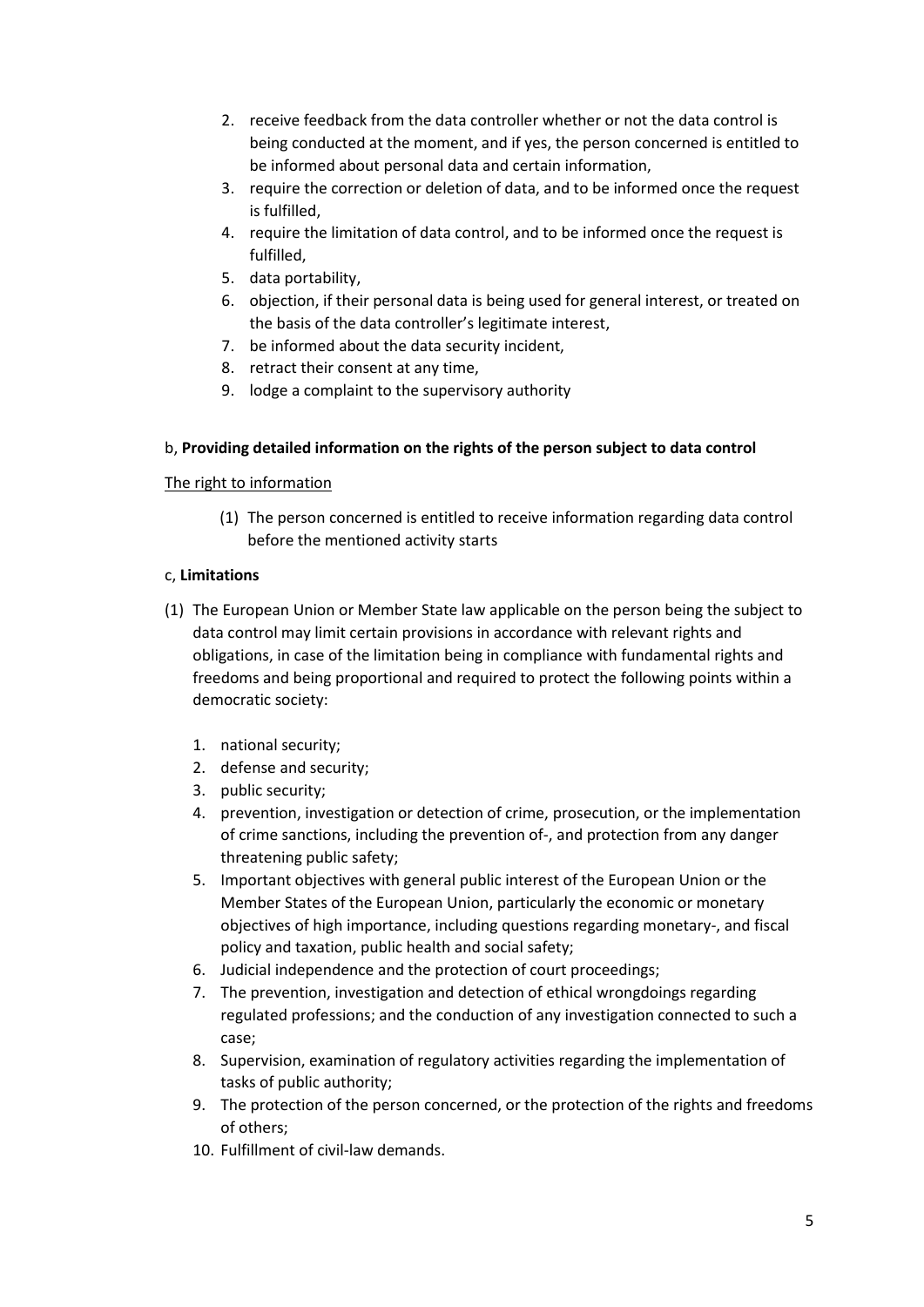2. receive feedback from the data controller whether or not the data control is being conducted at the moment, and if yes, the person concerned is entitled to be informed about personal data and certain information,
3. require the correction or deletion of data, and to be informed once the request is fulfilled,
4. require the limitation of data control, and to be informed once the request is fulfilled,
5. data portability,
6. objection, if their personal data is being used for general interest, or treated on the basis of the data controller's legitimate interest,
7. be informed about the data security incident,
8. retract their consent at any time,
9. lodge a complaint to the supervisory authority

b, **Providing detailed information on the rights of the person subject to data control**

<u>The right to information</u>

(1) The person concerned is entitled to receive information regarding data control before the mentioned activity starts

c, **Limitations**

(1) The European Union or Member State law applicable on the person being the subject to data control may limit certain provisions in accordance with relevant rights and obligations, in case of the limitation being in compliance with fundamental rights and freedoms and being proportional and required to protect the following points within a democratic society:

1. national security;
2. defense and security;
3. public security;
4. prevention, investigation or detection of crime, prosecution, or the implementation of crime sanctions, including the prevention of-, and protection from any danger threatening public safety;
5. Important objectives with general public interest of the European Union or the Member States of the European Union, particularly the economic or monetary objectives of high importance, including questions regarding monetary-, and fiscal policy and taxation, public health and social safety;
6. Judicial independence and the protection of court proceedings;
7. The prevention, investigation and detection of ethical wrongdoings regarding regulated professions; and the conduction of any investigation connected to such a case;
8. Supervision, examination of regulatory activities regarding the implementation of tasks of public authority;
9. The protection of the person concerned, or the protection of the rights and freedoms of others;
10. Fulfillment of civil-law demands.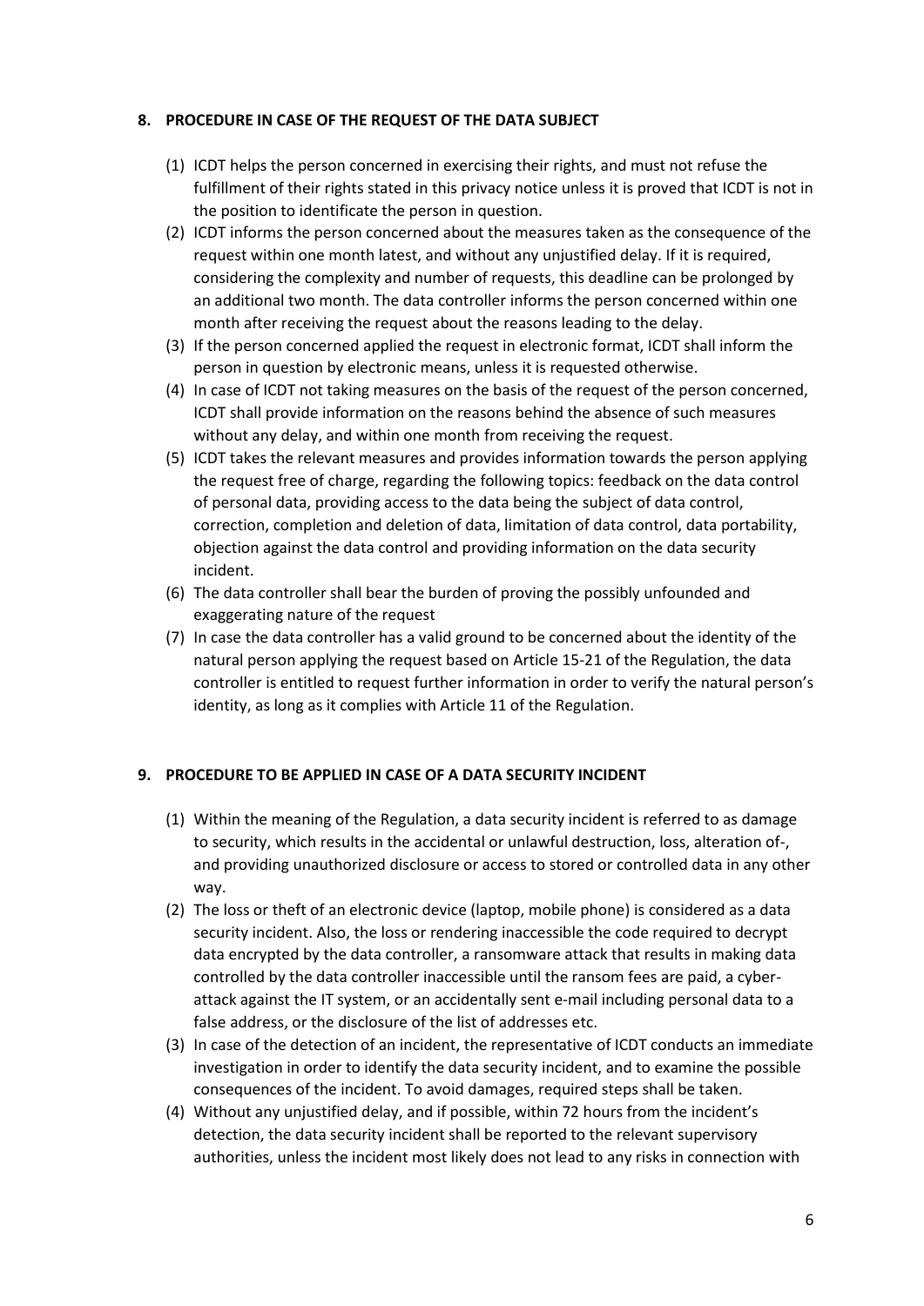## 8. PROCEDURE IN CASE OF THE REQUEST OF THE DATA SUBJECT

(1) ICDT helps the person concerned in exercising their rights, and must not refuse the fulfillment of their rights stated in this privacy notice unless it is proved that ICDT is not in the position to identificate the person in question.

(2) ICDT informs the person concerned about the measures taken as the consequence of the request within one month latest, and without any unjustified delay. If it is required, considering the complexity and number of requests, this deadline can be prolonged by an additional two month. The data controller informs the person concerned within one month after receiving the request about the reasons leading to the delay.

(3) If the person concerned applied the request in electronic format, ICDT shall inform the person in question by electronic means, unless it is requested otherwise.

(4) In case of ICDT not taking measures on the basis of the request of the person concerned, ICDT shall provide information on the reasons behind the absence of such measures without any delay, and within one month from receiving the request.

(5) ICDT takes the relevant measures and provides information towards the person applying the request free of charge, regarding the following topics: feedback on the data control of personal data, providing access to the data being the subject of data control, correction, completion and deletion of data, limitation of data control, data portability, objection against the data control and providing information on the data security incident.

(6) The data controller shall bear the burden of proving the possibly unfounded and exaggerating nature of the request

(7) In case the data controller has a valid ground to be concerned about the identity of the natural person applying the request based on Article 15-21 of the Regulation, the data controller is entitled to request further information in order to verify the natural person's identity, as long as it complies with Article 11 of the Regulation.

## 9. PROCEDURE TO BE APPLIED IN CASE OF A DATA SECURITY INCIDENT

(1) Within the meaning of the Regulation, a data security incident is referred to as damage to security, which results in the accidental or unlawful destruction, loss, alteration of-, and providing unauthorized disclosure or access to stored or controlled data in any other way.

(2) The loss or theft of an electronic device (laptop, mobile phone) is considered as a data security incident. Also, the loss or rendering inaccessible the code required to decrypt data encrypted by the data controller, a ransomware attack that results in making data controlled by the data controller inaccessible until the ransom fees are paid, a cyber-attack against the IT system, or an accidentally sent e-mail including personal data to a false address, or the disclosure of the list of addresses etc.

(3) In case of the detection of an incident, the representative of ICDT conducts an immediate investigation in order to identify the data security incident, and to examine the possible consequences of the incident. To avoid damages, required steps shall be taken.

(4) Without any unjustified delay, and if possible, within 72 hours from the incident's detection, the data security incident shall be reported to the relevant supervisory authorities, unless the incident most likely does not lead to any risks in connection with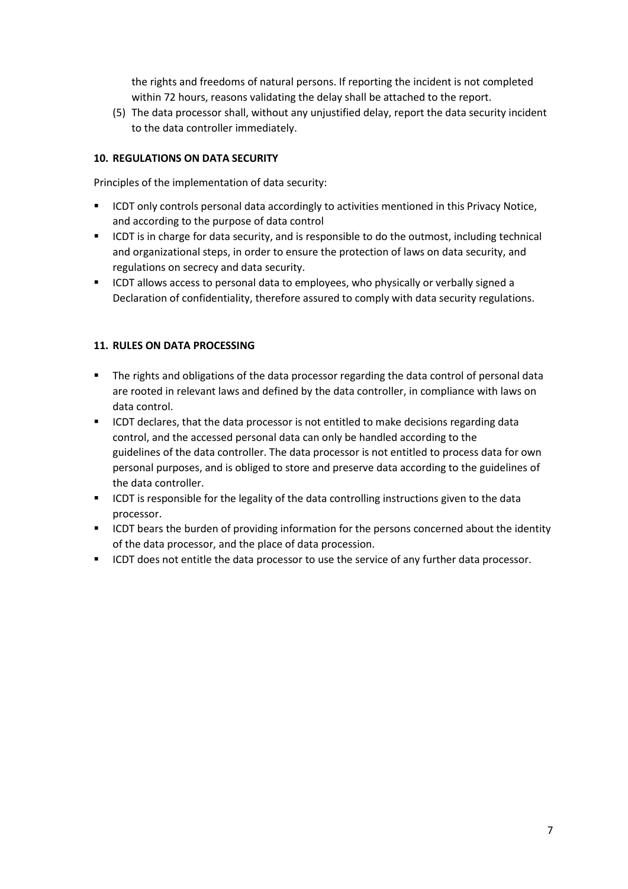the rights and freedoms of natural persons. If reporting the incident is not completed within 72 hours, reasons validating the delay shall be attached to the report.

(5) The data processor shall, without any unjustified delay, report the data security incident to the data controller immediately.

## 10. REGULATIONS ON DATA SECURITY

Principles of the implementation of data security:

- ICDT only controls personal data accordingly to activities mentioned in this Privacy Notice, and according to the purpose of data control
- ICDT is in charge for data security, and is responsible to do the outmost, including technical and organizational steps, in order to ensure the protection of laws on data security, and regulations on secrecy and data security.
- ICDT allows access to personal data to employees, who physically or verbally signed a Declaration of confidentiality, therefore assured to comply with data security regulations.

## 11. RULES ON DATA PROCESSING

- The rights and obligations of the data processor regarding the data control of personal data are rooted in relevant laws and defined by the data controller, in compliance with laws on data control.
- ICDT declares, that the data processor is not entitled to make decisions regarding data control, and the accessed personal data can only be handled according to the guidelines of the data controller. The data processor is not entitled to process data for own personal purposes, and is obliged to store and preserve data according to the guidelines of the data controller.
- ICDT is responsible for the legality of the data controlling instructions given to the data processor.
- ICDT bears the burden of providing information for the persons concerned about the identity of the data processor, and the place of data procession.
- ICDT does not entitle the data processor to use the service of any further data processor.